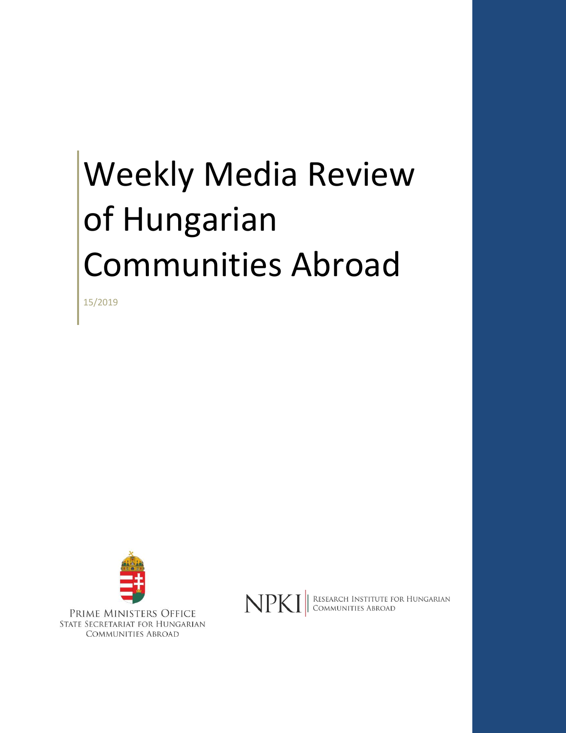# Weekly Media Review of Hungarian Communities Abroad

15/2019

PRIME MINISTERS OFFICE
STATE SECRETARIAT FOR HUNGARIAN COMMUNITIES ABROAD

NPKI | RESEARCH INSTITUTE FOR HUNGARIAN COMMUNITIES ABROAD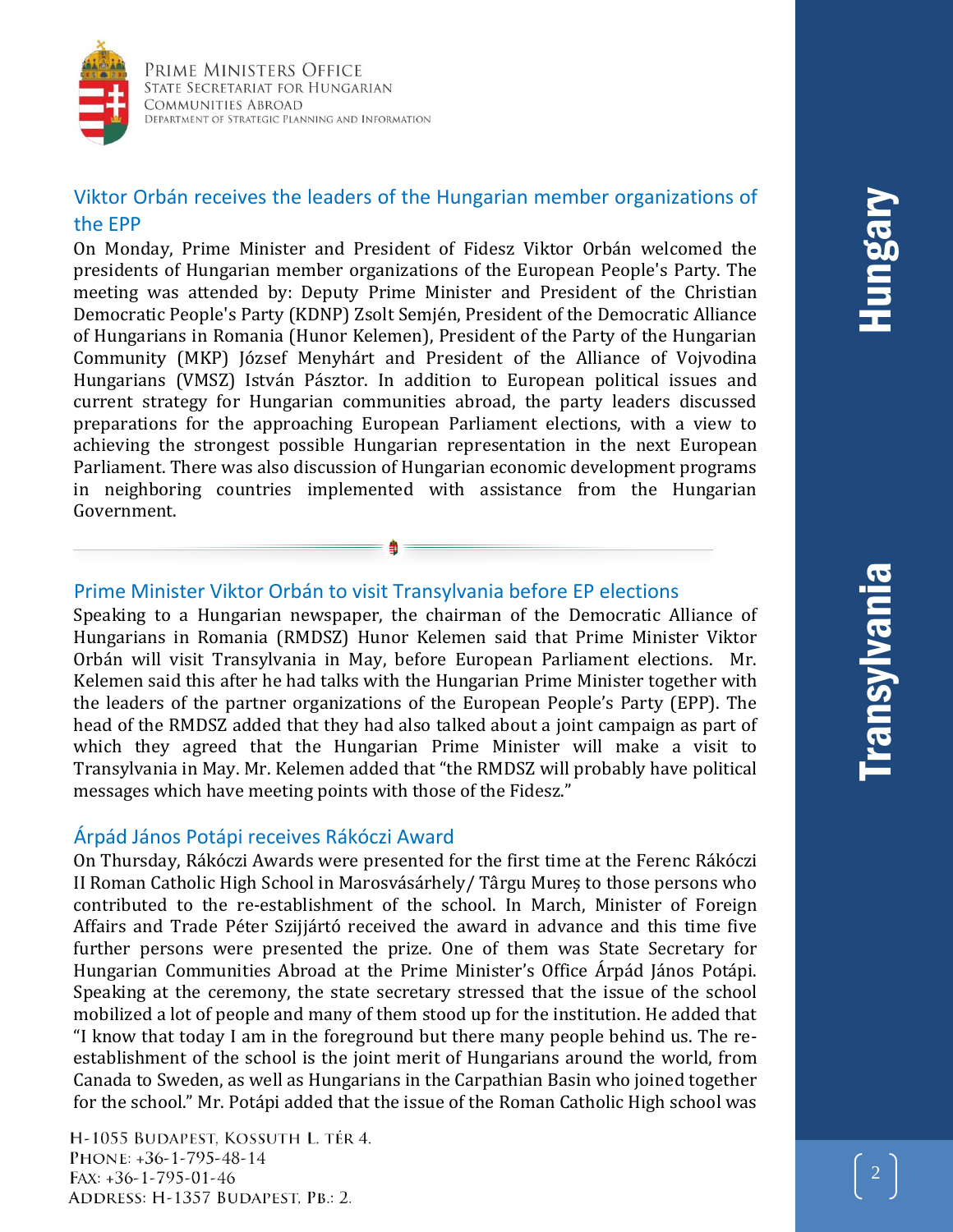## Viktor Orbán receives the leaders of the Hungarian member organizations of the EPP

On Monday, Prime Minister and President of Fidesz Viktor Orbán welcomed the presidents of Hungarian member organizations of the European People's Party. The meeting was attended by: Deputy Prime Minister and President of the Christian Democratic People's Party (KDNP) Zsolt Semjén, President of the Democratic Alliance of Hungarians in Romania (Hunor Kelemen), President of the Party of the Hungarian Community (MKP) József Menyhárt and President of the Alliance of Vojvodina Hungarians (VMSZ) István Pásztor. In addition to European political issues and current strategy for Hungarian communities abroad, the party leaders discussed preparations for the approaching European Parliament elections, with a view to achieving the strongest possible Hungarian representation in the next European Parliament. There was also discussion of Hungarian economic development programs in neighboring countries implemented with assistance from the Hungarian Government.

---

## Prime Minister Viktor Orbán to visit Transylvania before EP elections

Speaking to a Hungarian newspaper, the chairman of the Democratic Alliance of Hungarians in Romania (RMDSZ) Hunor Kelemen said that Prime Minister Viktor Orbán will visit Transylvania in May, before European Parliament elections. Mr. Kelemen said this after he had talks with the Hungarian Prime Minister together with the leaders of the partner organizations of the European People's Party (EPP). The head of the RMDSZ added that they had also talked about a joint campaign as part of which they agreed that the Hungarian Prime Minister will make a visit to Transylvania in May. Mr. Kelemen added that "the RMDSZ will probably have political messages which have meeting points with those of the Fidesz."

## Árpád János Potápi receives Rákóczi Award

On Thursday, Rákóczi Awards were presented for the first time at the Ferenc Rákóczi II Roman Catholic High School in Marosvásárhely/ Târgu Mureș to those persons who contributed to the re-establishment of the school. In March, Minister of Foreign Affairs and Trade Péter Szijjártó received the award in advance and this time five further persons were presented the prize. One of them was State Secretary for Hungarian Communities Abroad at the Prime Minister's Office Árpád János Potápi. Speaking at the ceremony, the state secretary stressed that the issue of the school mobilized a lot of people and many of them stood up for the institution. He added that "I know that today I am in the foreground but there many people behind us. The re-establishment of the school is the joint merit of Hungarians around the world, from Canada to Sweden, as well as Hungarians in the Carpathian Basin who joined together for the school." Mr. Potápi added that the issue of the Roman Catholic High school was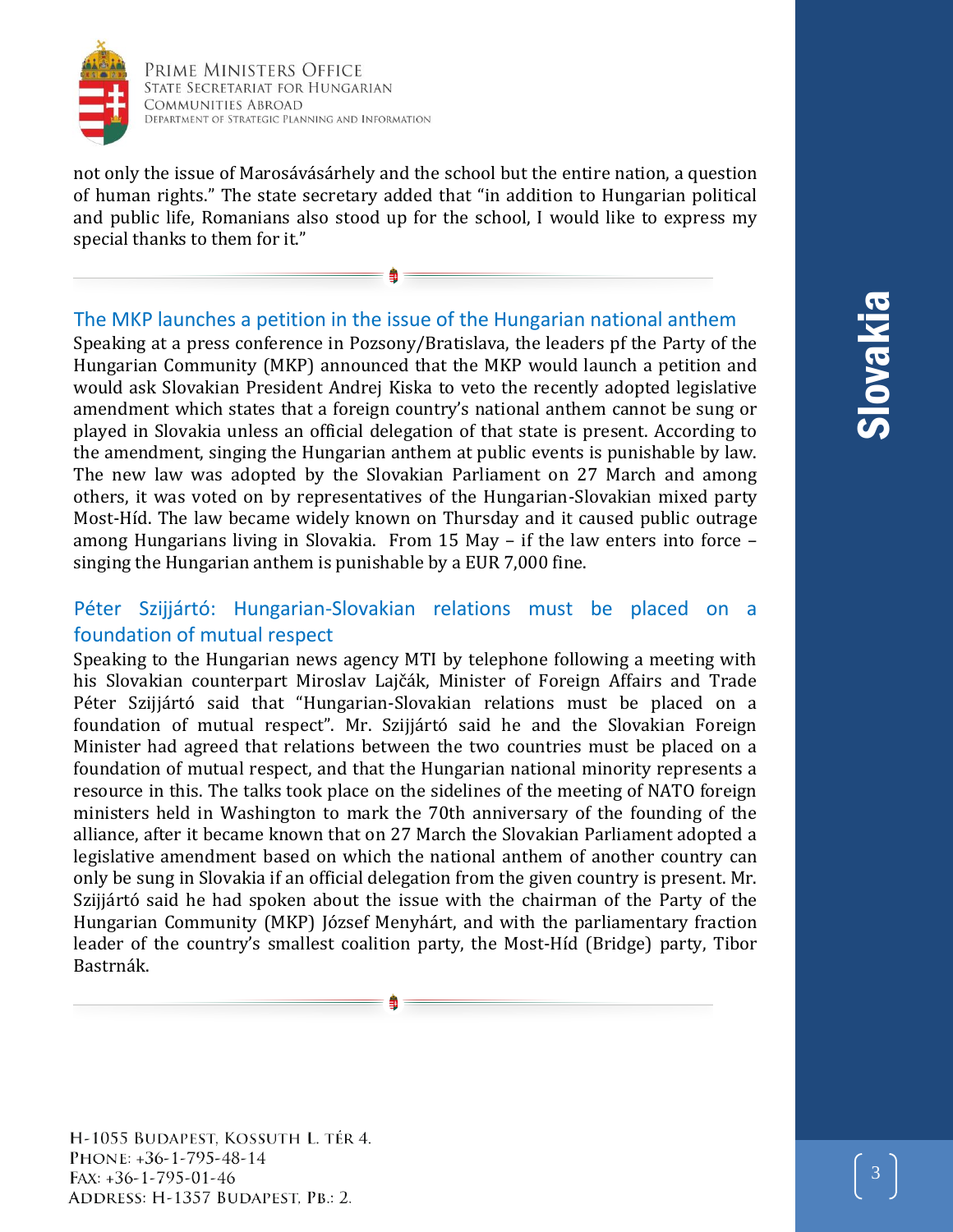not only the issue of Marosvásárhely and the school but the entire nation, a question of human rights." The state secretary added that "in addition to Hungarian political and public life, Romanians also stood up for the school, I would like to express my special thanks to them for it."

## The MKP launches a petition in the issue of the Hungarian national anthem

Speaking at a press conference in Pozsony/Bratislava, the leaders pf the Party of the Hungarian Community (MKP) announced that the MKP would launch a petition and would ask Slovakian President Andrej Kiska to veto the recently adopted legislative amendment which states that a foreign country's national anthem cannot be sung or played in Slovakia unless an official delegation of that state is present. According to the amendment, singing the Hungarian anthem at public events is punishable by law. The new law was adopted by the Slovakian Parliament on 27 March and among others, it was voted on by representatives of the Hungarian-Slovakian mixed party Most-Híd. The law became widely known on Thursday and it caused public outrage among Hungarians living in Slovakia. From 15 May – if the law enters into force – singing the Hungarian anthem is punishable by a EUR 7,000 fine.

## Péter Szijjártó: Hungarian-Slovakian relations must be placed on a foundation of mutual respect

Speaking to the Hungarian news agency MTI by telephone following a meeting with his Slovakian counterpart Miroslav Lajčák, Minister of Foreign Affairs and Trade Péter Szijjártó said that "Hungarian-Slovakian relations must be placed on a foundation of mutual respect". Mr. Szijjártó said he and the Slovakian Foreign Minister had agreed that relations between the two countries must be placed on a foundation of mutual respect, and that the Hungarian national minority represents a resource in this. The talks took place on the sidelines of the meeting of NATO foreign ministers held in Washington to mark the 70th anniversary of the founding of the alliance, after it became known that on 27 March the Slovakian Parliament adopted a legislative amendment based on which the national anthem of another country can only be sung in Slovakia if an official delegation from the given country is present. Mr. Szijjártó said he had spoken about the issue with the chairman of the Party of the Hungarian Community (MKP) József Menyhárt, and with the parliamentary fraction leader of the country's smallest coalition party, the Most-Híd (Bridge) party, Tibor Bastrnák.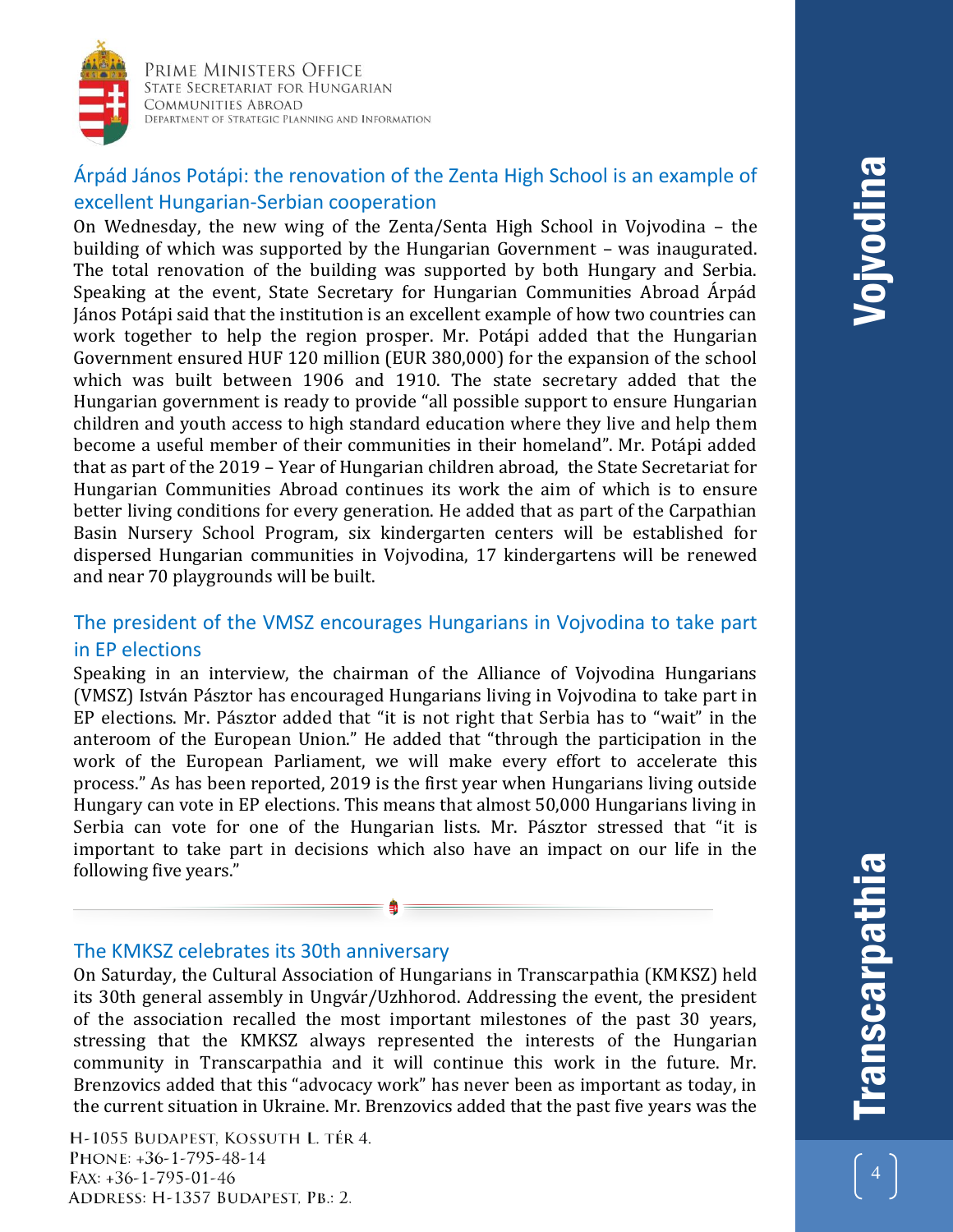## Árpád János Potápi: the renovation of the Zenta High School is an example of excellent Hungarian-Serbian cooperation

On Wednesday, the new wing of the Zenta/Senta High School in Vojvodina – the building of which was supported by the Hungarian Government – was inaugurated. The total renovation of the building was supported by both Hungary and Serbia. Speaking at the event, State Secretary for Hungarian Communities Abroad Árpád János Potápi said that the institution is an excellent example of how two countries can work together to help the region prosper. Mr. Potápi added that the Hungarian Government ensured HUF 120 million (EUR 380,000) for the expansion of the school which was built between 1906 and 1910. The state secretary added that the Hungarian government is ready to provide "all possible support to ensure Hungarian children and youth access to high standard education where they live and help them become a useful member of their communities in their homeland". Mr. Potápi added that as part of the 2019 – Year of Hungarian children abroad, the State Secretariat for Hungarian Communities Abroad continues its work the aim of which is to ensure better living conditions for every generation. He added that as part of the Carpathian Basin Nursery School Program, six kindergarten centers will be established for dispersed Hungarian communities in Vojvodina, 17 kindergartens will be renewed and near 70 playgrounds will be built.

## The president of the VMSZ encourages Hungarians in Vojvodina to take part in EP elections

Speaking in an interview, the chairman of the Alliance of Vojvodina Hungarians (VMSZ) István Pásztor has encouraged Hungarians living in Vojvodina to take part in EP elections. Mr. Pásztor added that "it is not right that Serbia has to "wait" in the anteroom of the European Union." He added that "through the participation in the work of the European Parliament, we will make every effort to accelerate this process." As has been reported, 2019 is the first year when Hungarians living outside Hungary can vote in EP elections. This means that almost 50,000 Hungarians living in Serbia can vote for one of the Hungarian lists. Mr. Pásztor stressed that "it is important to take part in decisions which also have an impact on our life in the following five years."

---

## The KMKSZ celebrates its 30th anniversary

On Saturday, the Cultural Association of Hungarians in Transcarpathia (KMKSZ) held its 30th general assembly in Ungvár/Uzhhorod. Addressing the event, the president of the association recalled the most important milestones of the past 30 years, stressing that the KMKSZ always represented the interests of the Hungarian community in Transcarpathia and it will continue this work in the future. Mr. Brenzovics added that this "advocacy work" has never been as important as today, in the current situation in Ukraine. Mr. Brenzovics added that the past five years was the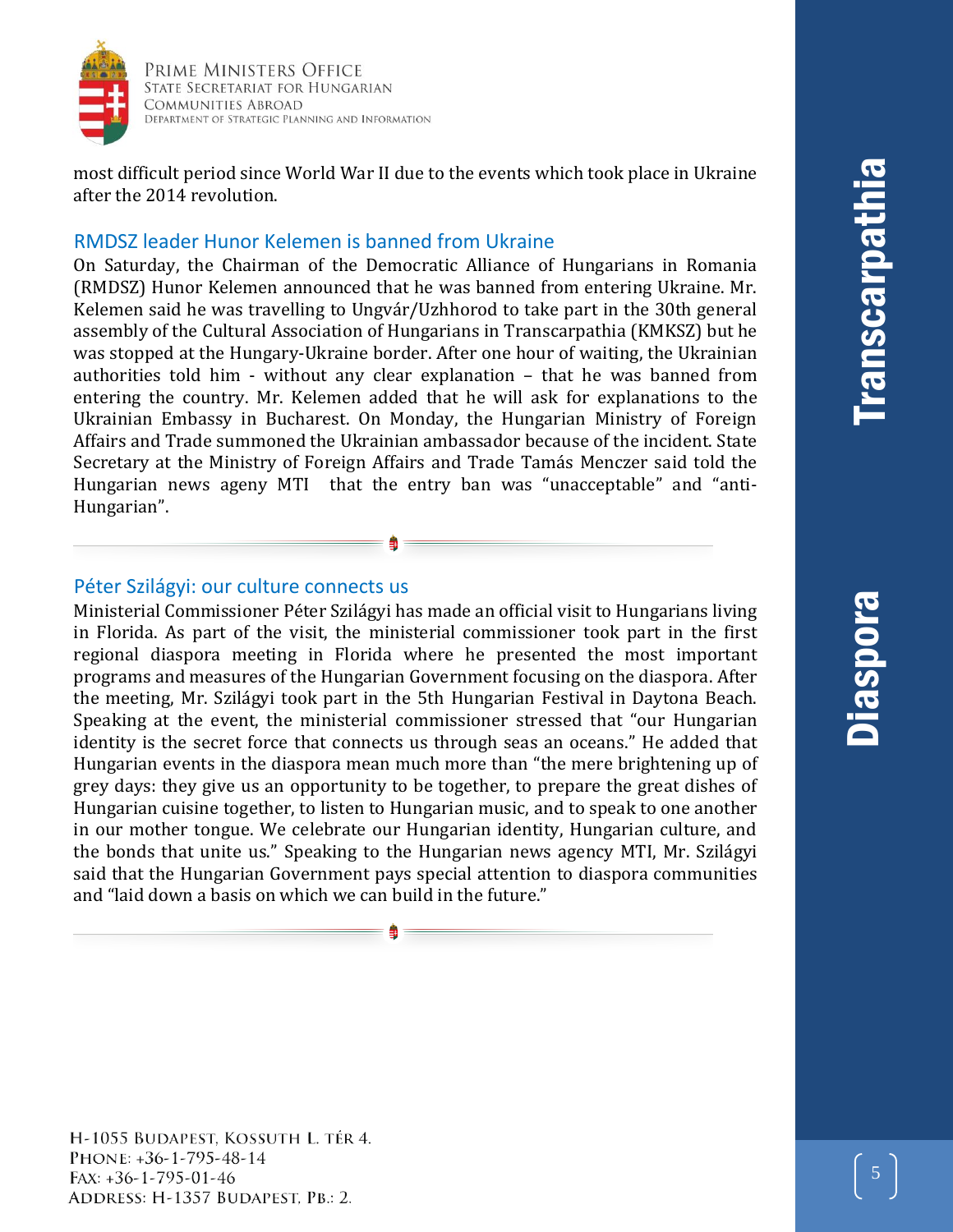most difficult period since World War II due to the events which took place in Ukraine after the 2014 revolution.

## RMDSZ leader Hunor Kelemen is banned from Ukraine

On Saturday, the Chairman of the Democratic Alliance of Hungarians in Romania (RMDSZ) Hunor Kelemen announced that he was banned from entering Ukraine. Mr. Kelemen said he was travelling to Ungvár/Uzhhorod to take part in the 30th general assembly of the Cultural Association of Hungarians in Transcarpathia (KMKSZ) but he was stopped at the Hungary-Ukraine border. After one hour of waiting, the Ukrainian authorities told him - without any clear explanation – that he was banned from entering the country. Mr. Kelemen added that he will ask for explanations to the Ukrainian Embassy in Bucharest. On Monday, the Hungarian Ministry of Foreign Affairs and Trade summoned the Ukrainian ambassador because of the incident. State Secretary at the Ministry of Foreign Affairs and Trade Tamás Menczer said told the Hungarian news ageny MTI that the entry ban was "unacceptable" and "anti-Hungarian".

## Péter Szilágyi: our culture connects us

Ministerial Commissioner Péter Szilágyi has made an official visit to Hungarians living in Florida. As part of the visit, the ministerial commissioner took part in the first regional diaspora meeting in Florida where he presented the most important programs and measures of the Hungarian Government focusing on the diaspora. After the meeting, Mr. Szilágyi took part in the 5th Hungarian Festival in Daytona Beach. Speaking at the event, the ministerial commissioner stressed that "our Hungarian identity is the secret force that connects us through seas an oceans." He added that Hungarian events in the diaspora mean much more than "the mere brightening up of grey days: they give us an opportunity to be together, to prepare the great dishes of Hungarian cuisine together, to listen to Hungarian music, and to speak to one another in our mother tongue. We celebrate our Hungarian identity, Hungarian culture, and the bonds that unite us." Speaking to the Hungarian news agency MTI, Mr. Szilágyi said that the Hungarian Government pays special attention to diaspora communities and "laid down a basis on which we can build in the future."